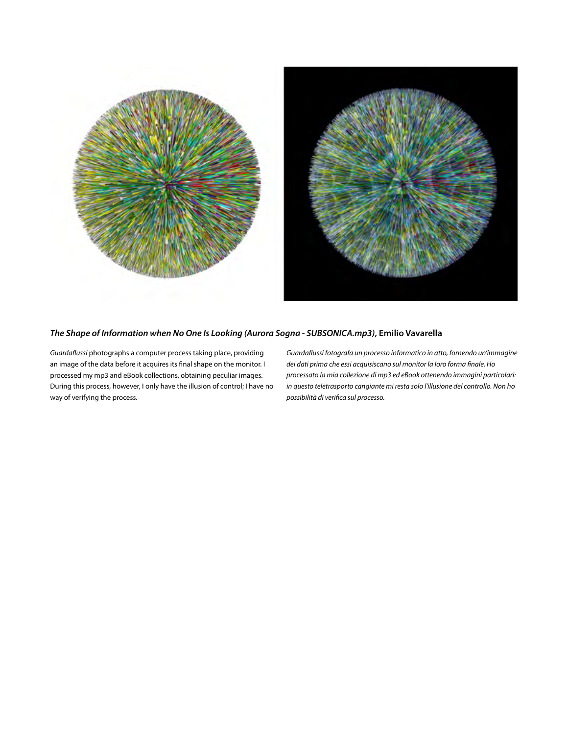***The Shape of Information when No One Is Looking (Aurora Sogna - SUBSONICA.mp3)*, Emilio Vavarella**

*Guardaflussi* photographs a computer process taking place, providing an image of the data before it acquires its final shape on the monitor. I processed my mp3 and eBook collections, obtaining peculiar images. During this process, however, I only have the illusion of control; I have no way of verifying the process.

*Guardaflussi fotografa un processo informatico in atto, fornendo un'immagine dei dati prima che essi acquisiscano sul monitor la loro forma finale. Ho processato la mia collezione di mp3 ed eBook ottenendo immagini particolari: in questo teletrasporto cangiante mi resta solo l'illusione del controllo. Non ho possibilità di verifica sul processo.*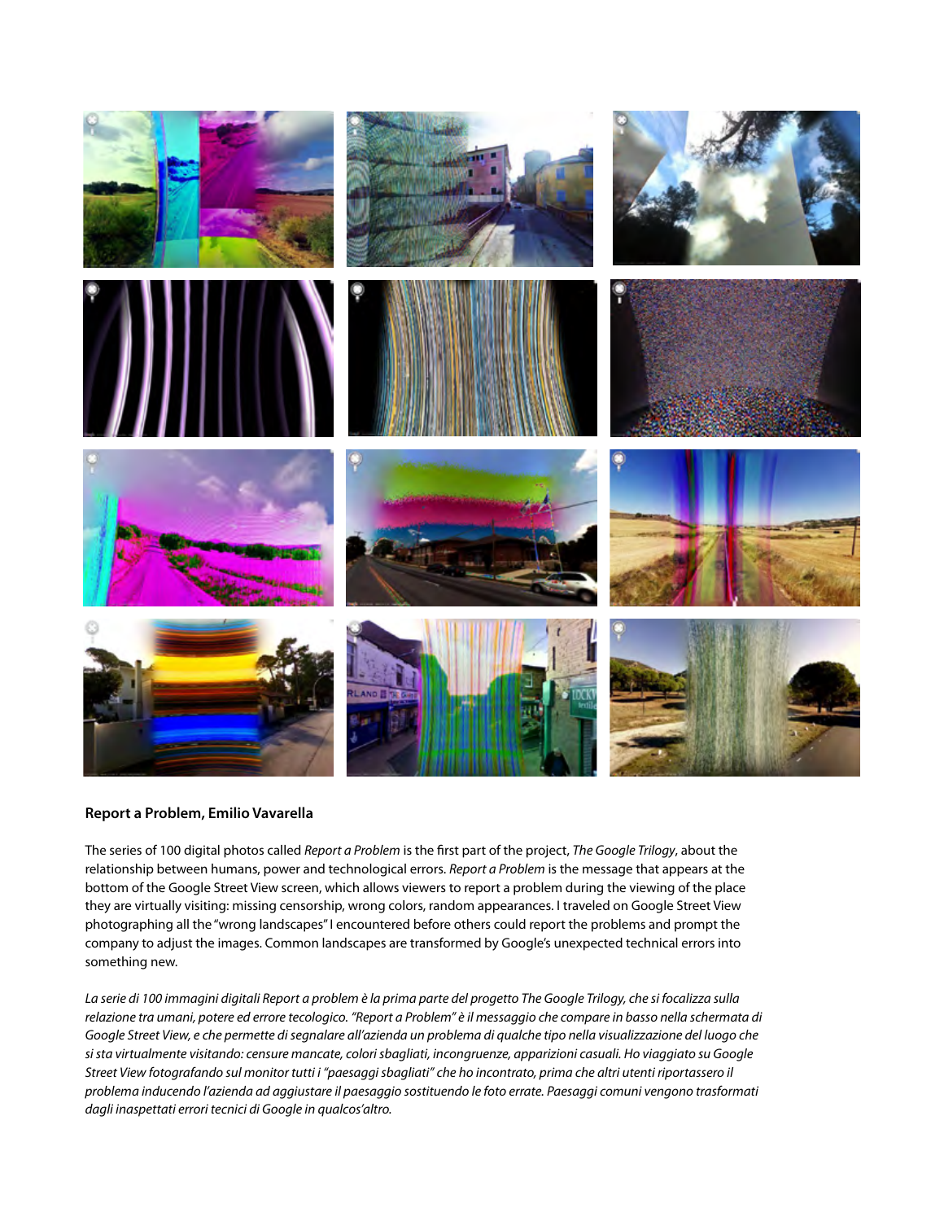**Report a Problem, Emilio Vavarella**

The series of 100 digital photos called *Report a Problem* is the first part of the project, *The Google Trilogy*, about the relationship between humans, power and technological errors. *Report a Problem* is the message that appears at the bottom of the Google Street View screen, which allows viewers to report a problem during the viewing of the place they are virtually visiting: missing censorship, wrong colors, random appearances. I traveled on Google Street View photographing all the "wrong landscapes" I encountered before others could report the problems and prompt the company to adjust the images. Common landscapes are transformed by Google's unexpected technical errors into something new.

*La serie di 100 immagini digitali Report a problem è la prima parte del progetto The Google Trilogy, che si focalizza sulla relazione tra umani, potere ed errore tecologico. "Report a Problem" è il messaggio che compare in basso nella schermata di Google Street View, e che permette di segnalare all'azienda un problema di qualche tipo nella visualizzazione del luogo che si sta virtualmente visitando: censure mancate, colori sbagliati, incongruenze, apparizioni casuali. Ho viaggiato su Google Street View fotografando sul monitor tutti i "paesaggi sbagliati" che ho incontrato, prima che altri utenti riportassero il problema inducendo l'azienda ad aggiustare il paesaggio sostituendo le foto errate. Paesaggi comuni vengono trasformati dagli inaspettati errori tecnici di Google in qualcos'altro.*